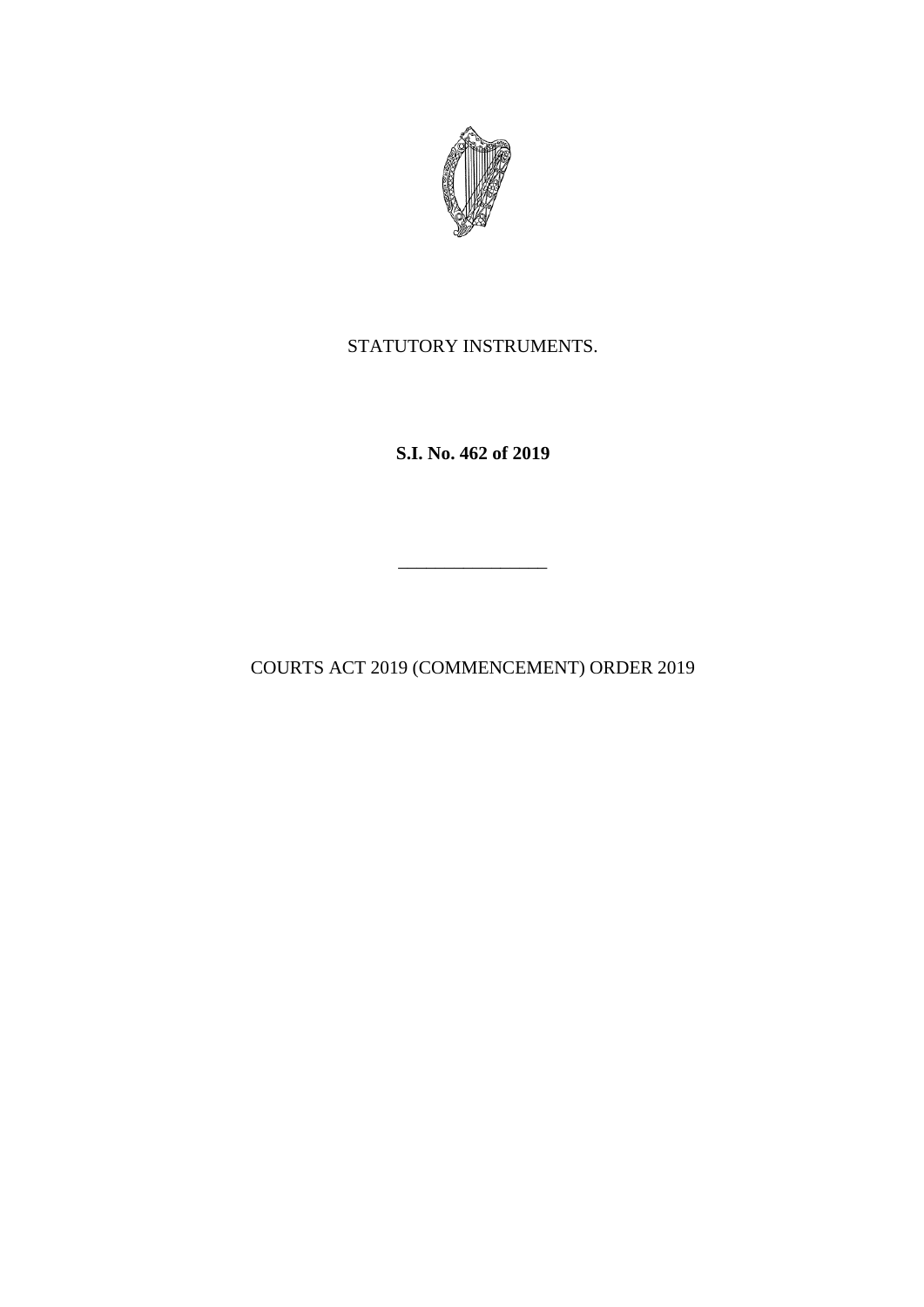STATUTORY INSTRUMENTS.

**S.I. No. 462 of 2019**

---

COURTS ACT 2019 (COMMENCEMENT) ORDER 2019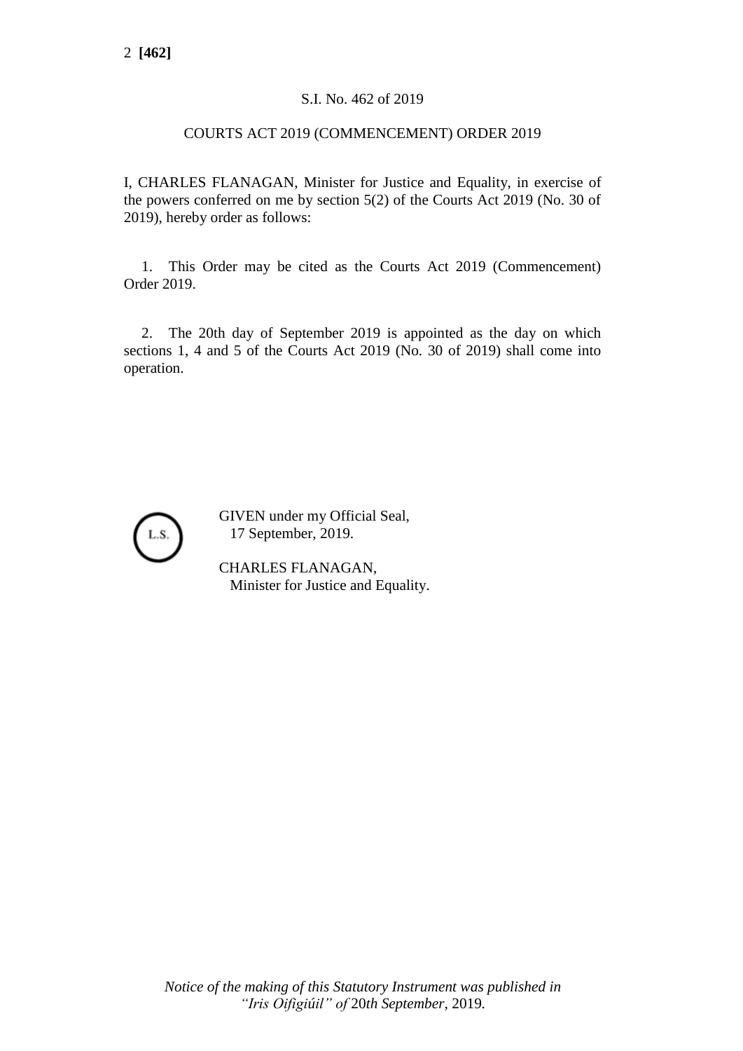S.I. No. 462 of 2019

COURTS ACT 2019 (COMMENCEMENT) ORDER 2019

I, CHARLES FLANAGAN, Minister for Justice and Equality, in exercise of the powers conferred on me by section 5(2) of the Courts Act 2019 (No. 30 of 2019), hereby order as follows:

1. This Order may be cited as the Courts Act 2019 (Commencement) Order 2019.

2. The 20th day of September 2019 is appointed as the day on which sections 1, 4 and 5 of the Courts Act 2019 (No. 30 of 2019) shall come into operation.

L.S.

GIVEN under my Official Seal,
17 September, 2019.

CHARLES FLANAGAN,
Minister for Justice and Equality.

*Notice of the making of this Statutory Instrument was published in "Iris Oifigiúil" of 20th September, 2019.*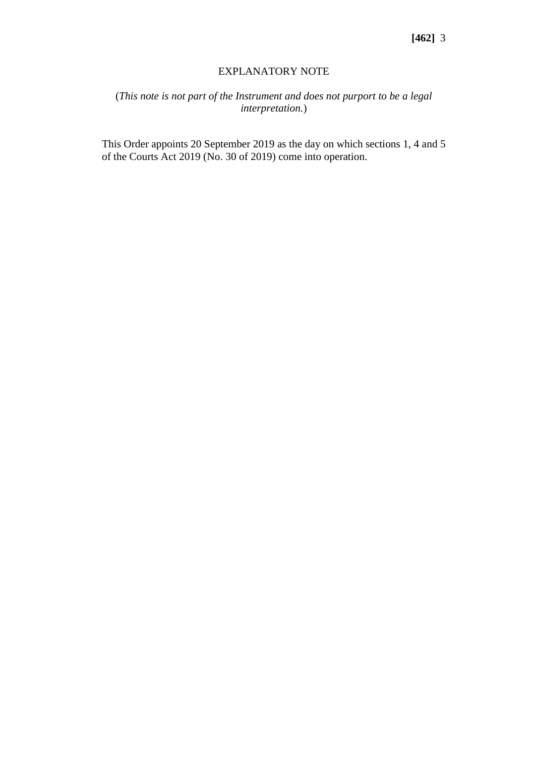## EXPLANATORY NOTE

(*This note is not part of the Instrument and does not purport to be a legal interpretation.*)

This Order appoints 20 September 2019 as the day on which sections 1, 4 and 5 of the Courts Act 2019 (No. 30 of 2019) come into operation.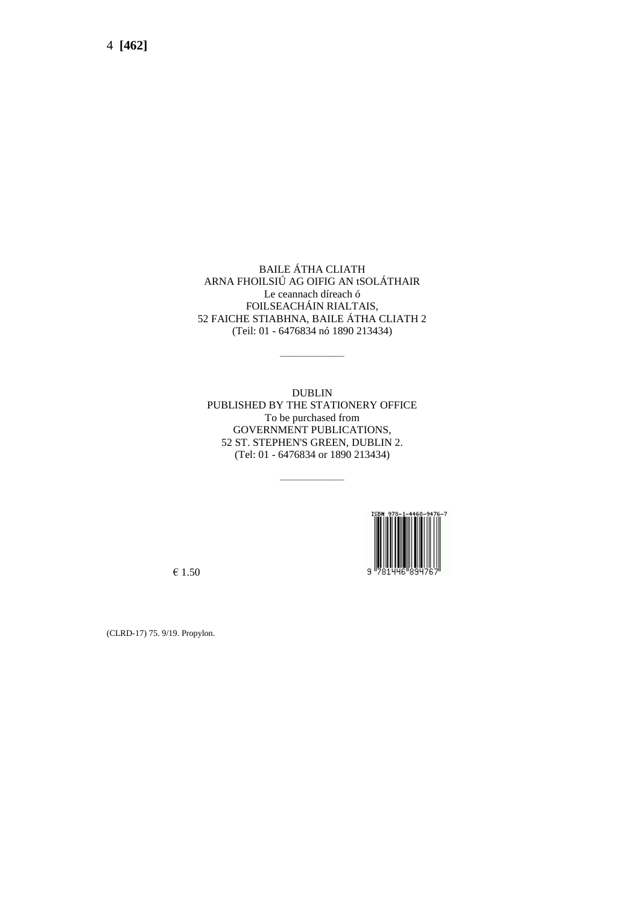BAILE ÁTHA CLIATH
ARNA FHOILSIÚ AG OIFIG AN tSOLÁTHAIR
Le ceannach díreach ó
FOILSEACHÁIN RIALTAIS,
52 FAICHE STIABHNA, BAILE ÁTHA CLIATH 2
(Teil: 01 - 6476834 nó 1890 213434)

---

DUBLIN
PUBLISHED BY THE STATIONERY OFFICE
To be purchased from
GOVERNMENT PUBLICATIONS,
52 ST. STEPHEN'S GREEN, DUBLIN 2.
(Tel: 01 - 6476834 or 1890 213434)

---

ISBN 978-1-4468-9476-7

9 781446 894767

€ 1.50

(CLRD-17) 75. 9/19. Propylon.